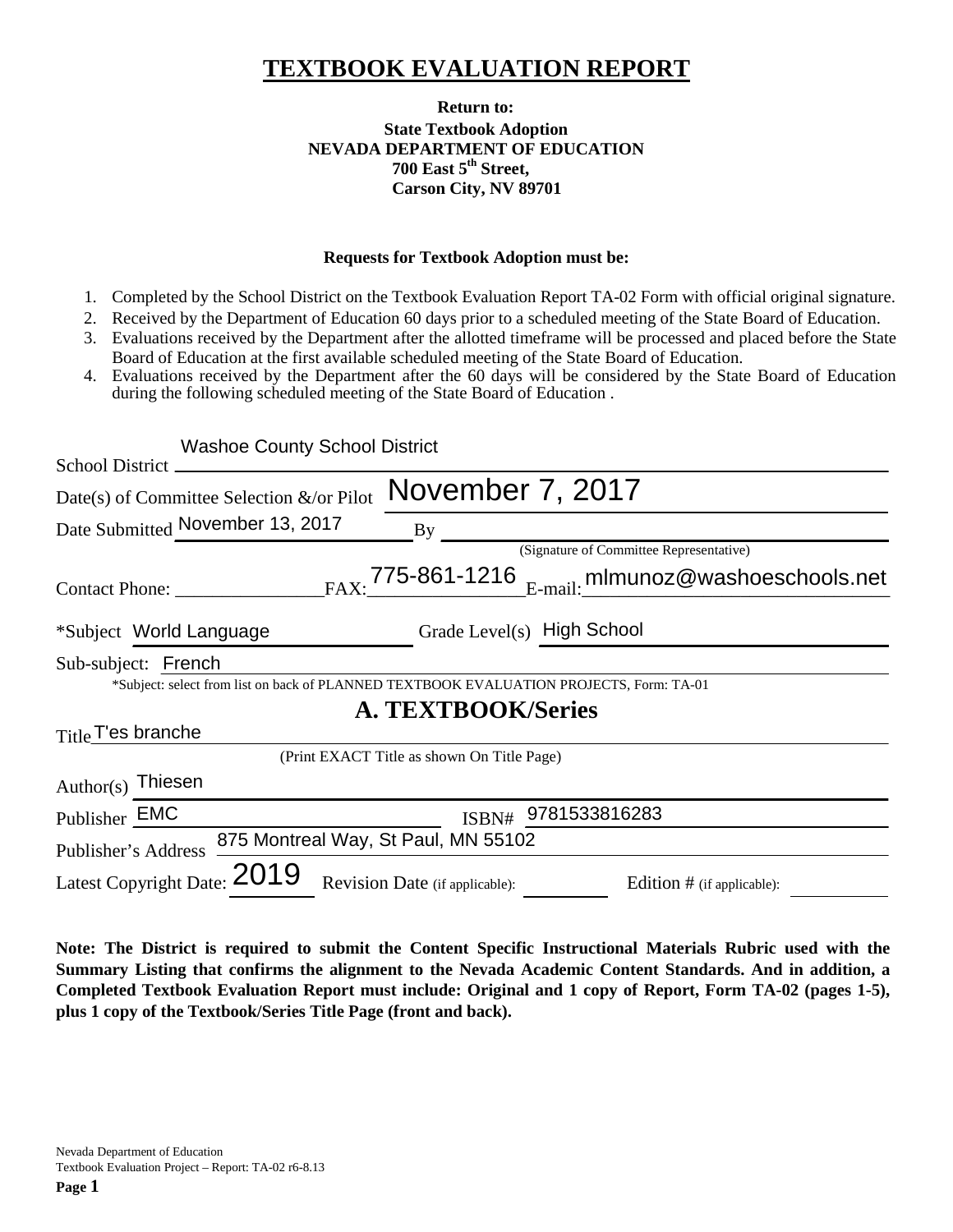# TEXTBOOK EVALUATION REPORT

**Return to:**
**State Textbook Adoption**
**NEVADA DEPARTMENT OF EDUCATION**
**700 East 5th Street,**
**Carson City, NV 89701**

**Requests for Textbook Adoption must be:**

1. Completed by the School District on the Textbook Evaluation Report TA-02 Form with official original signature.
2. Received by the Department of Education 60 days prior to a scheduled meeting of the State Board of Education.
3. Evaluations received by the Department after the allotted timeframe will be processed and placed before the State Board of Education at the first available scheduled meeting of the State Board of Education.
4. Evaluations received by the Department after the 60 days will be considered by the State Board of Education during the following scheduled meeting of the State Board of Education .

School District: Washoe County School District

Date(s) of Committee Selection &/or Pilot: November 7, 2017

Date Submitted: November 13, 2017 By: ____________________
(Signature of Committee Representative)

Contact Phone: ____________ FAX: 775-861-1216 E-mail: mlmunoz@washoeschools.net

*Subject: World Language Grade Level(s): High School

Sub-subject: French

*Subject: select from list on back of PLANNED TEXTBOOK EVALUATION PROJECTS, Form: TA-01

## A. TEXTBOOK/Series

Title: T'es branche

(Print EXACT Title as shown On Title Page)

Author(s): Thiesen

Publisher: EMC ISBN#: 9781533816283

Publisher's Address: 875 Montreal Way, St Paul, MN 55102

Latest Copyright Date: 2019 Revision Date (if applicable): ________ Edition # (if applicable): ________

**Note: The District is required to submit the Content Specific Instructional Materials Rubric used with the Summary Listing that confirms the alignment to the Nevada Academic Content Standards. And in addition, a Completed Textbook Evaluation Report must include: Original and 1 copy of Report, Form TA-02 (pages 1-5), plus 1 copy of the Textbook/Series Title Page (front and back).**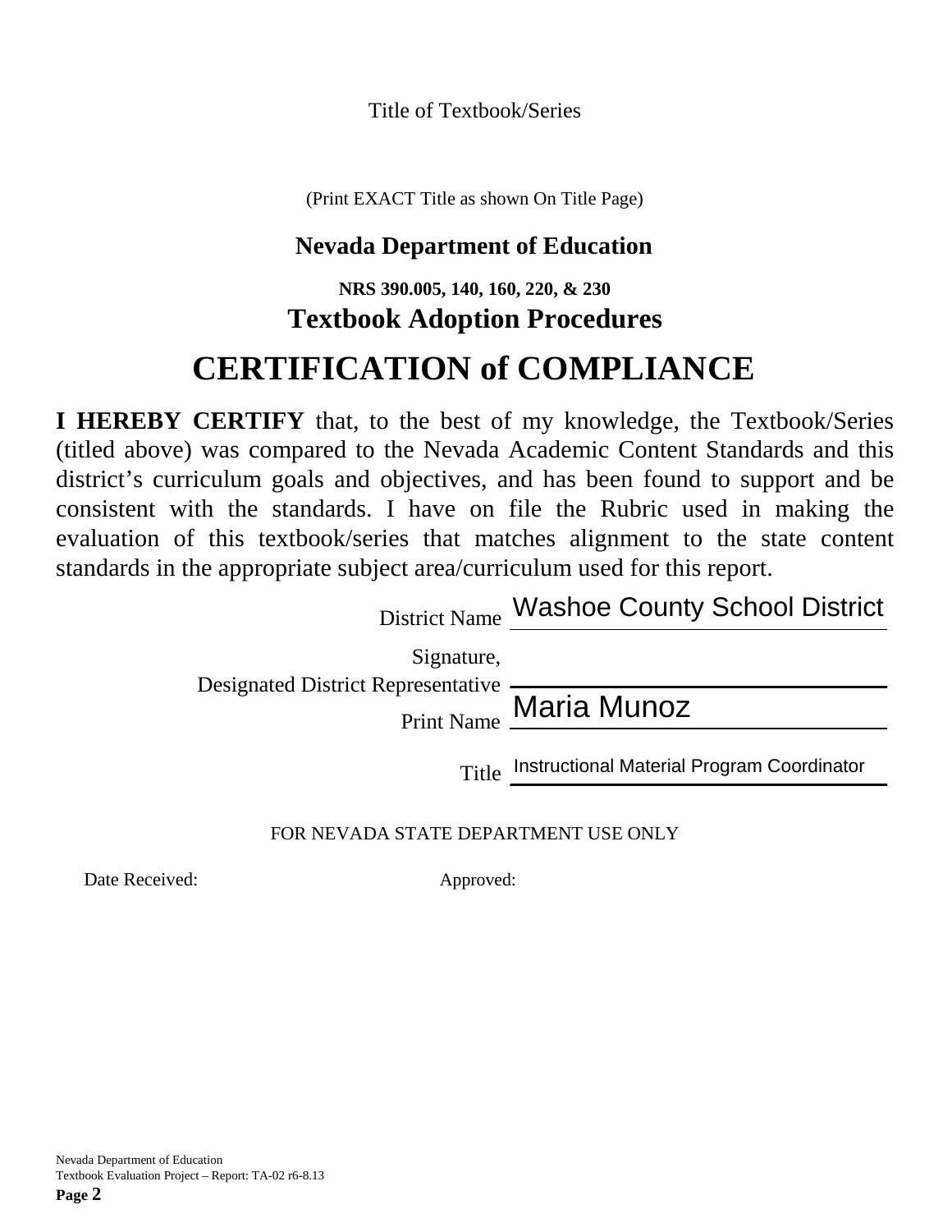Title of Textbook/Series

(Print EXACT Title as shown On Title Page)

## Nevada Department of Education

**NRS 390.005, 140, 160, 220, & 230**

## Textbook Adoption Procedures

# CERTIFICATION of COMPLIANCE

**I HEREBY CERTIFY** that, to the best of my knowledge, the Textbook/Series (titled above) was compared to the Nevada Academic Content Standards and this district's curriculum goals and objectives, and has been found to support and be consistent with the standards. I have on file the Rubric used in making the evaluation of this textbook/series that matches alignment to the state content standards in the appropriate subject area/curriculum used for this report.

District Name: Washoe County School District

Signature, Designated District Representative: 

Print Name: Maria Munoz

Title: Instructional Material Program Coordinator

FOR NEVADA STATE DEPARTMENT USE ONLY

Date Received: 

Approved: 

Nevada Department of Education
Textbook Evaluation Project – Report: TA-02 r6-8.13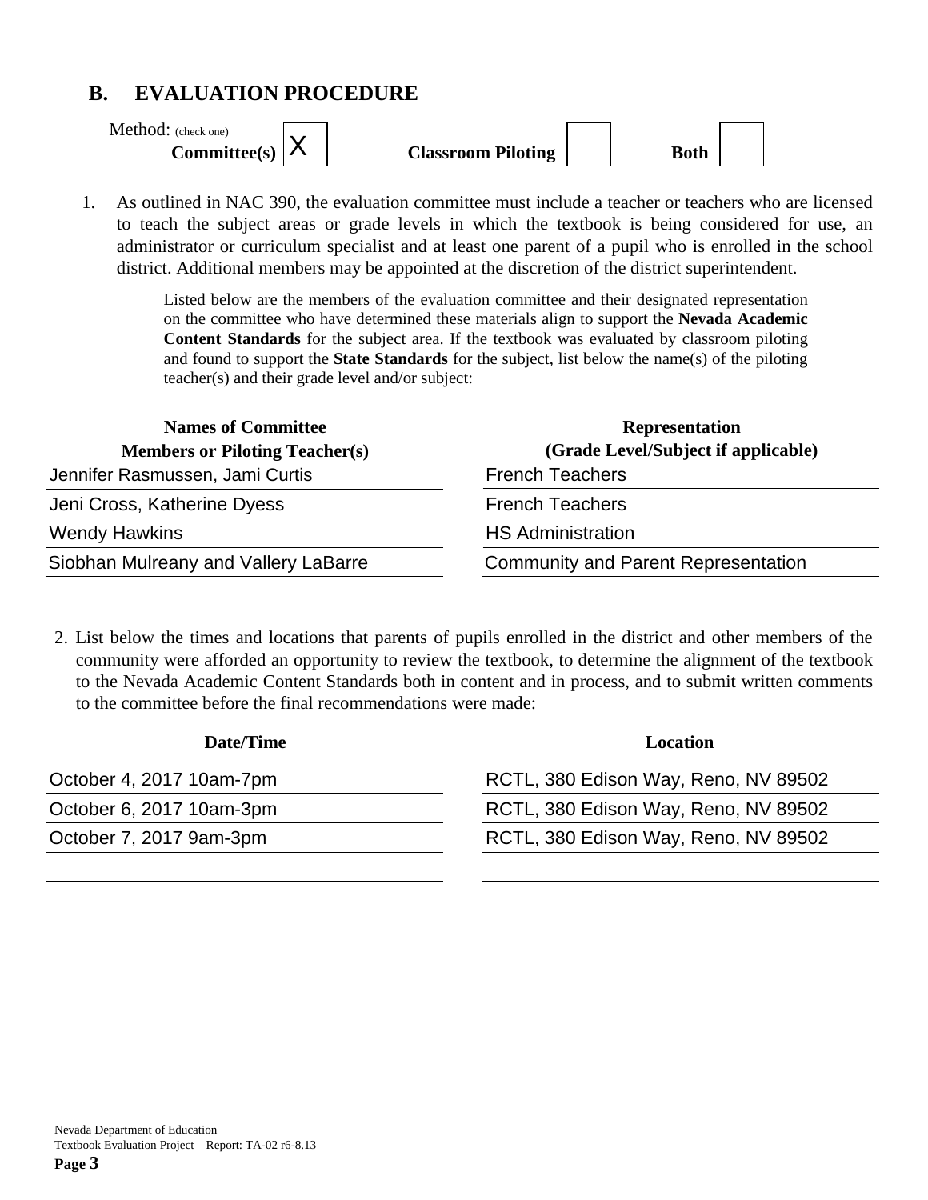## B. EVALUATION PROCEDURE

Method: (check one)

**Committee(s)** [X] **Classroom Piloting** [ ] **Both** [ ]

1. As outlined in NAC 390, the evaluation committee must include a teacher or teachers who are licensed to teach the subject areas or grade levels in which the textbook is being considered for use, an administrator or curriculum specialist and at least one parent of a pupil who is enrolled in the school district. Additional members may be appointed at the discretion of the district superintendent.

   Listed below are the members of the evaluation committee and their designated representation on the committee who have determined these materials align to support the **Nevada Academic Content Standards** for the subject area. If the textbook was evaluated by classroom piloting and found to support the **State Standards** for the subject, list below the name(s) of the piloting teacher(s) and their grade level and/or subject:

| Names of Committee Members or Piloting Teacher(s) | Representation (Grade Level/Subject if applicable) |
|---|---|
| Jennifer Rasmussen, Jami Curtis | French Teachers |
| Jeni Cross, Katherine Dyess | French Teachers |
| Wendy Hawkins | HS Administration |
| Siobhan Mulreany and Vallery LaBarre | Community and Parent Representation |

2. List below the times and locations that parents of pupils enrolled in the district and other members of the community were afforded an opportunity to review the textbook, to determine the alignment of the textbook to the Nevada Academic Content Standards both in content and in process, and to submit written comments to the committee before the final recommendations were made:

| Date/Time | Location |
|---|---|
| October 4, 2017 10am-7pm | RCTL, 380 Edison Way, Reno, NV 89502 |
| October 6, 2017 10am-3pm | RCTL, 380 Edison Way, Reno, NV 89502 |
| October 7, 2017 9am-3pm | RCTL, 380 Edison Way, Reno, NV 89502 |
| | |
| | |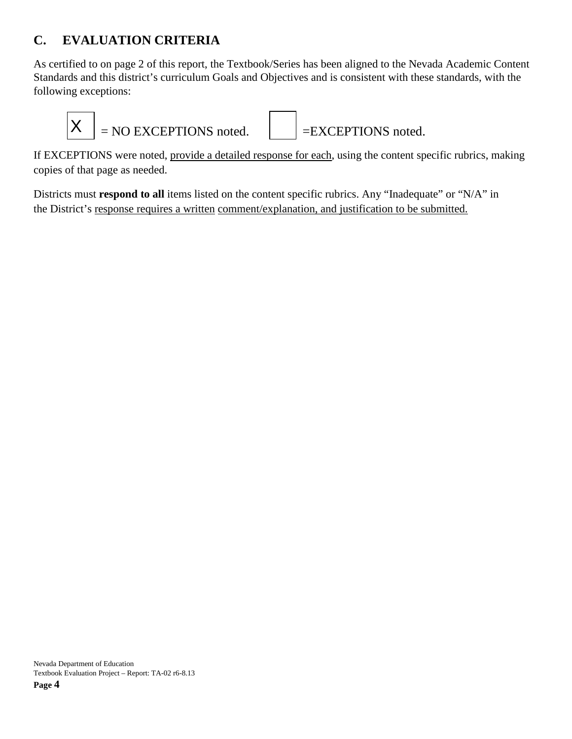## C. EVALUATION CRITERIA

As certified to on page 2 of this report, the Textbook/Series has been aligned to the Nevada Academic Content Standards and this district's curriculum Goals and Objectives and is consistent with these standards, with the following exceptions:

[X] = NO EXCEPTIONS noted. [ ] =EXCEPTIONS noted.

If EXCEPTIONS were noted, <u>provide a detailed response for each</u>, using the content specific rubrics, making copies of that page as needed.

Districts must **respond to all** items listed on the content specific rubrics. Any "Inadequate" or "N/A" in the District's <u>response requires a written</u> <u>comment/explanation, and justification to be submitted.</u>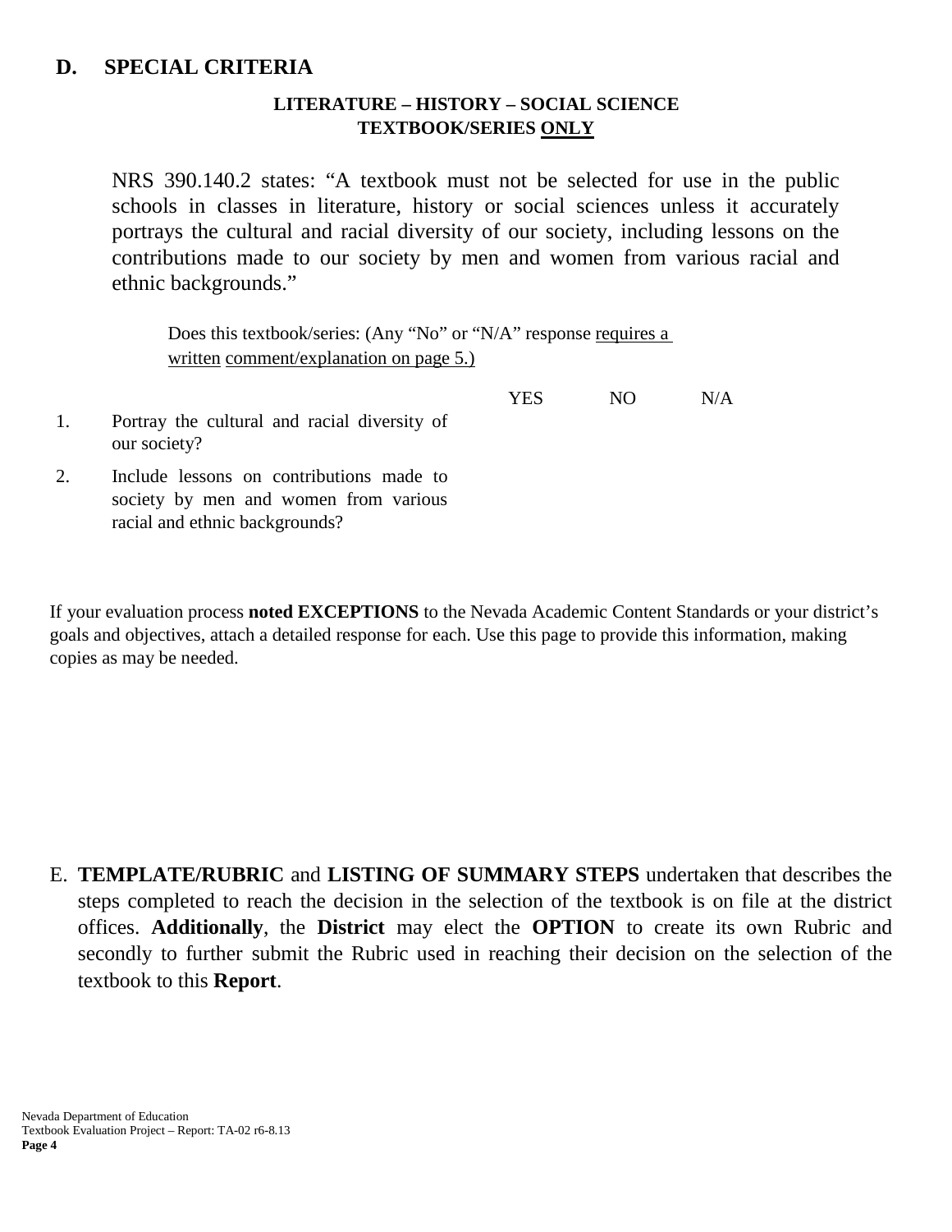## D. SPECIAL CRITERIA

### LITERATURE – HISTORY – SOCIAL SCIENCE TEXTBOOK/SERIES ONLY

NRS 390.140.2 states: "A textbook must not be selected for use in the public schools in classes in literature, history or social sciences unless it accurately portrays the cultural and racial diversity of our society, including lessons on the contributions made to our society by men and women from various racial and ethnic backgrounds."

Does this textbook/series: (Any "No" or "N/A" response requires a written comment/explanation on page 5.)

| | | YES | NO | N/A |
|---|---|---|---|---|
| 1. | Portray the cultural and racial diversity of our society? | | | |
| 2. | Include lessons on contributions made to society by men and women from various racial and ethnic backgrounds? | | | |

If your evaluation process **noted EXCEPTIONS** to the Nevada Academic Content Standards or your district's goals and objectives, attach a detailed response for each. Use this page to provide this information, making copies as may be needed.

E. **TEMPLATE/RUBRIC** and **LISTING OF SUMMARY STEPS** undertaken that describes the steps completed to reach the decision in the selection of the textbook is on file at the district offices. **Additionally**, the **District** may elect the **OPTION** to create its own Rubric and secondly to further submit the Rubric used in reaching their decision on the selection of the textbook to this **Report**.